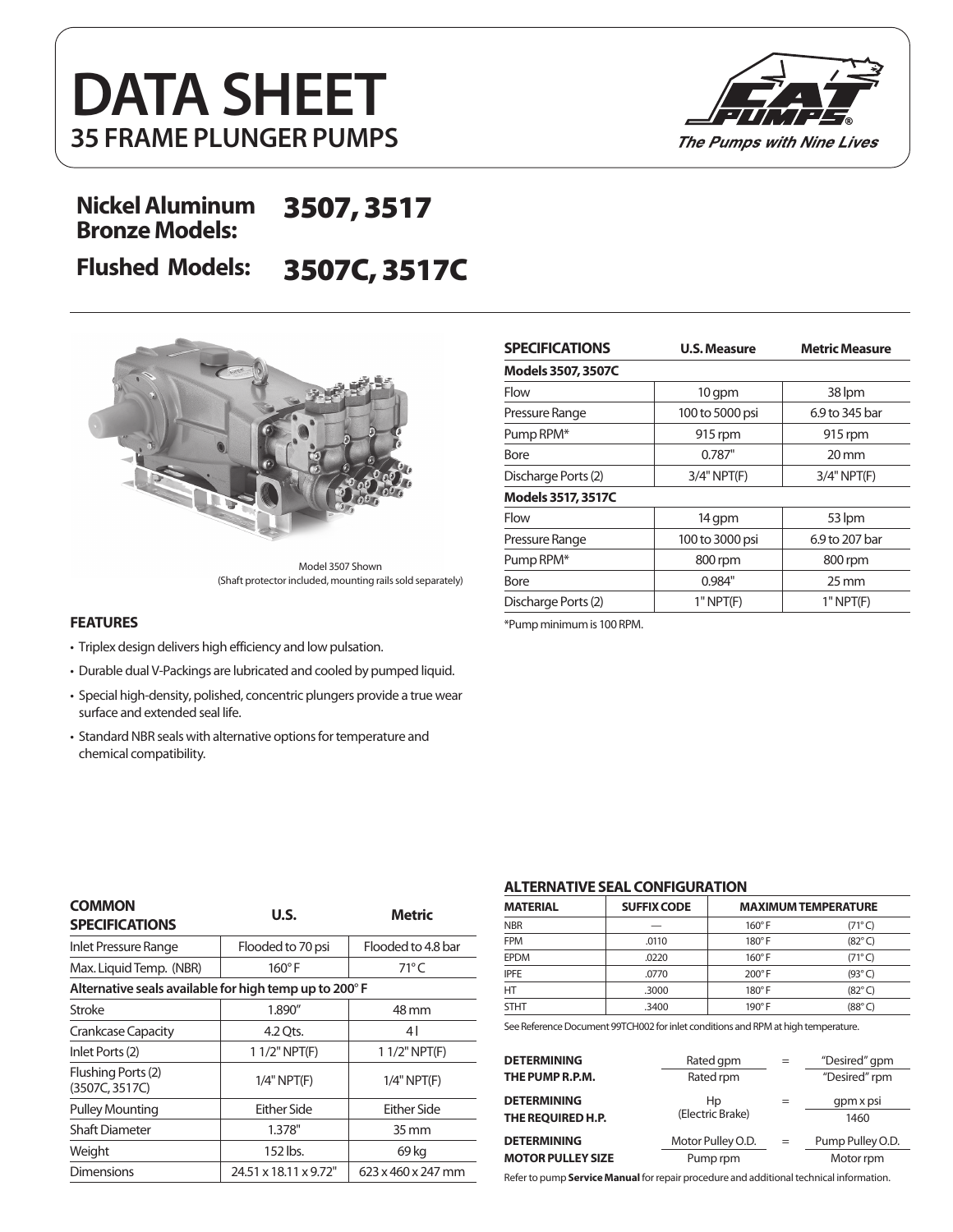# DATA SHEET
## 35 FRAME PLUNGER PUMPS

*The Pumps with Nine Lives*

**Nickel Aluminum Bronze Models:** **3507, 3517**

**Flushed Models:** **3507C, 3517C**

Model 3507 Shown
(Shaft protector included, mounting rails sold separately)

| SPECIFICATIONS | U.S. Measure | Metric Measure |
|---|---|---|
| **Models 3507, 3507C** | | |
| Flow | 10 gpm | 38 lpm |
| Pressure Range | 100 to 5000 psi | 6.9 to 345 bar |
| Pump RPM* | 915 rpm | 915 rpm |
| Bore | 0.787" | 20 mm |
| Discharge Ports (2) | 3/4" NPT(F) | 3/4" NPT(F) |
| **Models 3517, 3517C** | | |
| Flow | 14 gpm | 53 lpm |
| Pressure Range | 100 to 3000 psi | 6.9 to 207 bar |
| Pump RPM* | 800 rpm | 800 rpm |
| Bore | 0.984" | 25 mm |
| Discharge Ports (2) | 1" NPT(F) | 1" NPT(F) |

*Pump minimum is 100 RPM.

### FEATURES

- Triplex design delivers high efficiency and low pulsation.
- Durable dual V-Packings are lubricated and cooled by pumped liquid.
- Special high-density, polished, concentric plungers provide a true wear surface and extended seal life.
- Standard NBR seals with alternative options for temperature and chemical compatibility.

| COMMON SPECIFICATIONS | U.S. | Metric |
|---|---|---|
| Inlet Pressure Range | Flooded to 70 psi | Flooded to 4.8 bar |
| Max. Liquid Temp. (NBR) | 160° F | 71° C |
| **Alternative seals available for high temp up to 200° F** | | |
| Stroke | 1.890" | 48 mm |
| Crankcase Capacity | 4.2 Qts. | 4 l |
| Inlet Ports (2) | 1 1/2" NPT(F) | 1 1/2" NPT(F) |
| Flushing Ports (2) (3507C, 3517C) | 1/4" NPT(F) | 1/4" NPT(F) |
| Pulley Mounting | Either Side | Either Side |
| Shaft Diameter | 1.378" | 35 mm |
| Weight | 152 lbs. | 69 kg |
| Dimensions | 24.51 x 18.11 x 9.72" | 623 x 460 x 247 mm |

### ALTERNATIVE SEAL CONFIGURATION

| MATERIAL | SUFFIX CODE | MAXIMUM TEMPERATURE | |
|---|---|---|---|
| NBR | — | 160° F | (71° C) |
| FPM | .0110 | 180° F | (82° C) |
| EPDM | .0220 | 160° F | (71° C) |
| IPFE | .0770 | 200° F | (93° C) |
| HT | .3000 | 180° F | (82° C) |
| STHT | .3400 | 190° F | (88° C) |

See Reference Document 99TCH002 for inlet conditions and RPM at high temperature.

**DETERMINING THE PUMP R.P.M.**

$$\frac{\text{Rated gpm}}{\text{Rated rpm}} = \frac{\text{"Desired" gpm}}{\text{"Desired" rpm}}$$

**DETERMINING THE REQUIRED H.P.**

$$\frac{\text{Hp}}{\text{(Electric Brake)}} = \frac{\text{gpm x psi}}{1460}$$

**DETERMINING MOTOR PULLEY SIZE**

$$\frac{\text{Motor Pulley O.D.}}{\text{Pump rpm}} = \frac{\text{Pump Pulley O.D.}}{\text{Motor rpm}}$$

Refer to pump **Service Manual** for repair procedure and additional technical information.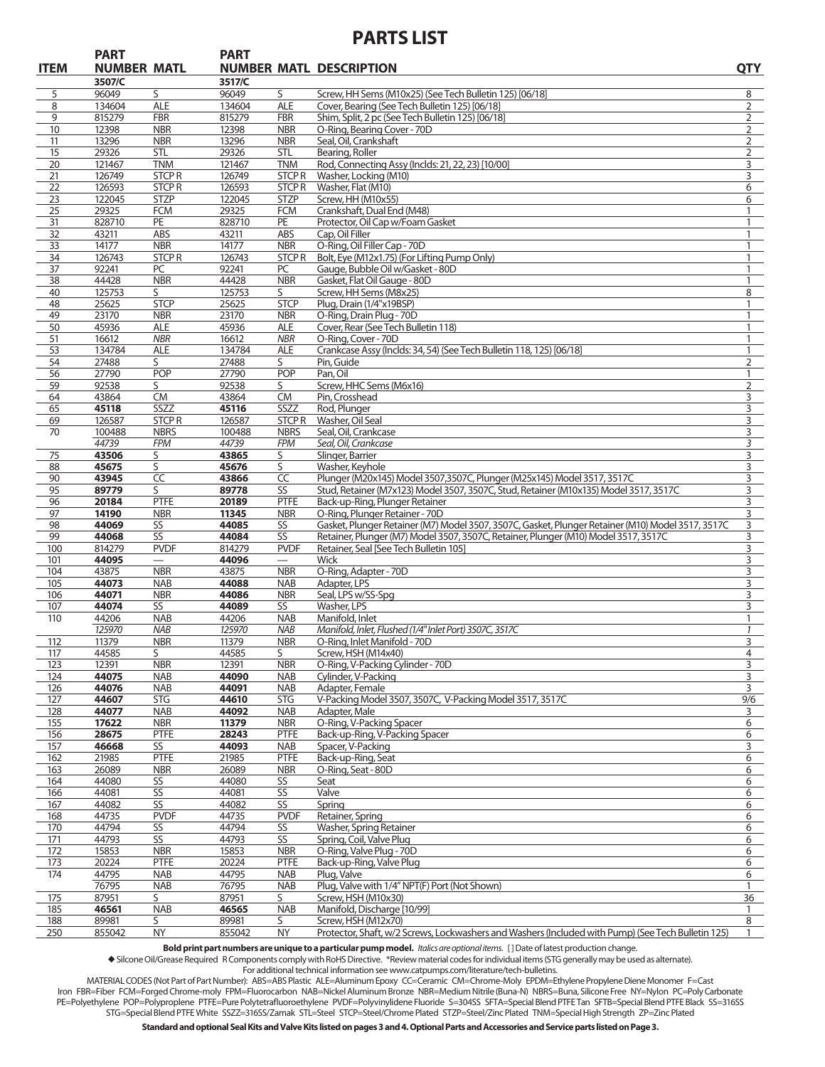# PARTS LIST

| ITEM | PART NUMBER | MATL | PART NUMBER | MATL | DESCRIPTION | QTY |
|---|---|---|---|---|---|---|
| | 3507/C | | 3517/C | | | |
| 5 | 96049 | S | 96049 | S | Screw, HH Sems (M10x25) (See Tech Bulletin 125) [06/18] | 8 |
| 8 | 134604 | ALE | 134604 | ALE | Cover, Bearing (See Tech Bulletin 125) [06/18] | 2 |
| 9 | 815279 | FBR | 815279 | FBR | Shim, Split, 2 pc (See Tech Bulletin 125) [06/18] | 2 |
| 10 | 12398 | NBR | 12398 | NBR | O-Ring, Bearing Cover - 70D | 2 |
| 11 | 13296 | NBR | 13296 | NBR | Seal, Oil, Crankshaft | 2 |
| 15 | 29326 | STL | 29326 | STL | Bearing, Roller | 2 |
| 20 | 121467 | TNM | 121467 | TNM | Rod, Connecting Assy (Inclds: 21, 22, 23) [10/00] | 3 |
| 21 | 126749 | STCP R | 126749 | STCP R | Washer, Locking (M10) | 3 |
| 22 | 126593 | STCP R | 126593 | STCP R | Washer, Flat (M10) | 6 |
| 23 | 122045 | STZP | 122045 | STZP | Screw, HH (M10x55) | 6 |
| 25 | 29325 | FCM | 29325 | FCM | Crankshaft, Dual End (M48) | 1 |
| 31 | 828710 | PE | 828710 | PE | Protector, Oil Cap w/Foam Gasket | 1 |
| 32 | 43211 | ABS | 43211 | ABS | Cap, Oil Filler | 1 |
| 33 | 14177 | NBR | 14177 | NBR | O-Ring, Oil Filler Cap - 70D | 1 |
| 34 | 126743 | STCP R | 126743 | STCP R | Bolt, Eye (M12x1.75) (For Lifting Pump Only) | 1 |
| 37 | 92241 | PC | 92241 | PC | Gauge, Bubble Oil w/Gasket - 80D | 1 |
| 38 | 44428 | NBR | 44428 | NBR | Gasket, Flat Oil Gauge - 80D | 1 |
| 40 | 125753 | S | 125753 | S | Screw, HH Sems (M8x25) | 8 |
| 48 | 25625 | STCP | 25625 | STCP | Plug, Drain (1/4"x19BSP) | 1 |
| 49 | 23170 | NBR | 23170 | NBR | O-Ring, Drain Plug - 70D | 1 |
| 50 | 45936 | ALE | 45936 | ALE | Cover, Rear (See Tech Bulletin 118) | 1 |
| 51 | 16612 | *NBR* | 16612 | *NBR* | O-Ring, Cover - 70D | 1 |
| 53 | 134784 | ALE | 134784 | ALE | Crankcase Assy (Inclds: 34, 54) (See Tech Bulletin 118, 125) [06/18] | 1 |
| 54 | 27488 | S | 27488 | S | Pin, Guide | 2 |
| 56 | 27790 | POP | 27790 | POP | Pan, Oil | 1 |
| 59 | 92538 | S | 92538 | S | Screw, HHC Sems (M6x16) | 2 |
| 64 | 43864 | CM | 43864 | CM | Pin, Crosshead | 3 |
| 65 | **45118** | SSZZ | **45116** | SSZZ | Rod, Plunger | 3 |
| 69 | 126587 | STCP R | 126587 | STCP R | Washer, Oil Seal | 3 |
| 70 | 100488 | NBRS | 100488 | NBRS | Seal, Oil, Crankcase | 3 |
| | *44739* | *FPM* | *44739* | *FPM* | *Seal, Oil, Crankcase* | *3* |
| 75 | **43506** | S | **43865** | S | Slinger, Barrier | 3 |
| 88 | **45675** | S | **45676** | S | Washer, Keyhole | 3 |
| 90 | **43945** | CC | **43866** | CC | Plunger (M20x145) Model 3507,3507C, Plunger (M25x145) Model 3517, 3517C | 3 |
| 95 | **89779** | S | **89778** | SS | Stud, Retainer (M7x123) Model 3507, 3507C, Stud, Retainer (M10x135) Model 3517, 3517C | 3 |
| 96 | **20184** | PTFE | **20189** | PTFE | Back-up-Ring, Plunger Retainer | 3 |
| 97 | **14190** | NBR | **11345** | NBR | O-Ring, Plunger Retainer - 70D | 3 |
| 98 | **44069** | SS | **44085** | SS | Gasket, Plunger Retainer (M7) Model 3507, 3507C, Gasket, Plunger Retainer (M10) Model 3517, 3517C | 3 |
| 99 | **44068** | SS | **44084** | SS | Retainer, Plunger (M7) Model 3507, 3507C, Retainer, Plunger (M10) Model 3517, 3517C | 3 |
| 100 | 814279 | PVDF | 814279 | PVDF | Retainer, Seal [See Tech Bulletin 105] | 3 |
| 101 | **44095** | — | **44096** | — | Wick | 3 |
| 104 | 43875 | NBR | 43875 | NBR | O-Ring, Adapter - 70D | 3 |
| 105 | **44073** | NAB | **44088** | NAB | Adapter, LPS | 3 |
| 106 | **44071** | NBR | **44086** | NBR | Seal, LPS w/SS-Spg | 3 |
| 107 | **44074** | SS | **44089** | SS | Washer, LPS | 3 |
| 110 | 44206 | NAB | 44206 | NAB | Manifold, Inlet | 1 |
| | *125970* | *NAB* | *125970* | *NAB* | *Manifold, Inlet, Flushed (1/4" Inlet Port) 3507C, 3517C* | *1* |
| 112 | 11379 | NBR | 11379 | NBR | O-Ring, Inlet Manifold - 70D | 3 |
| 117 | 44585 | S | 44585 | S | Screw, HSH (M14x40) | 4 |
| 123 | 12391 | NBR | 12391 | NBR | O-Ring, V-Packing Cylinder - 70D | 3 |
| 124 | **44075** | NAB | **44090** | NAB | Cylinder, V-Packing | 3 |
| 126 | **44076** | NAB | **44091** | NAB | Adapter, Female | 3 |
| 127 | **44607** | STG | **44610** | STG | V-Packing Model 3507, 3507C, V-Packing Model 3517, 3517C | 9/6 |
| 128 | **44077** | NAB | **44092** | NAB | Adapter, Male | 3 |
| 155 | **17622** | NBR | **11379** | NBR | O-Ring, V-Packing Spacer | 6 |
| 156 | **28675** | PTFE | **28243** | PTFE | Back-up-Ring, V-Packing Spacer | 6 |
| 157 | **46668** | SS | **44093** | NAB | Spacer, V-Packing | 3 |
| 162 | 21985 | PTFE | 21985 | PTFE | Back-up-Ring, Seat | 6 |
| 163 | 26089 | NBR | 26089 | NBR | O-Ring, Seat - 80D | 6 |
| 164 | 44080 | SS | 44080 | SS | Seat | 6 |
| 166 | 44081 | SS | 44081 | SS | Valve | 6 |
| 167 | 44082 | SS | 44082 | SS | Spring | 6 |
| 168 | 44735 | PVDF | 44735 | PVDF | Retainer, Spring | 6 |
| 170 | 44794 | SS | 44794 | SS | Washer, Spring Retainer | 6 |
| 171 | 44793 | SS | 44793 | SS | Spring, Coil, Valve Plug | 6 |
| 172 | 15853 | NBR | 15853 | NBR | O-Ring, Valve Plug - 70D | 6 |
| 173 | 20224 | PTFE | 20224 | PTFE | Back-up-Ring, Valve Plug | 6 |
| 174 | 44795 | NAB | 44795 | NAB | Plug, Valve | 6 |
| | 76795 | NAB | 76795 | NAB | Plug, Valve with 1/4" NPT(F) Port (Not Shown) | 1 |
| 175 | 87951 | S | 87951 | S | Screw, HSH (M10x30) | 36 |
| 185 | **46561** | NAB | **46565** | NAB | Manifold, Discharge [10/99] | 1 |
| 188 | 89981 | S | 89981 | S | Screw, HSH (M12x70) | 8 |
| 250 | 855042 | NY | 855042 | NY | Protector, Shaft, w/2 Screws, Lockwashers and Washers (Included with Pump) (See Tech Bulletin 125) | 1 |

**Bold print part numbers are unique to a particular pump model.** *Italics are optional items.* [ ] Date of latest production change.

◆ Silcone Oil/Grease Required R Components comply with RoHS Directive. *Review material codes for individual items (STG generally may be used as alternate).

For additional technical information see www.catpumps.com/literature/tech-bulletins.

MATERIAL CODES (Not Part of Part Number): ABS=ABS Plastic ALE=Aluminum Epoxy CC=Ceramic CM=Chrome-Moly EPDM=Ethylene Propylene Diene Monomer F=Cast Iron FBR=Fiber FCM=Forged Chrome-moly FPM=Fluorocarbon NAB=Nickel Aluminum Bronze NBR=Medium Nitrile (Buna-N) NBRS=Buna, Silicone Free NY=Nylon PC=Poly Carbonate PE=Polyethylene POP=Polyproplene PTFE=Pure Polytetrafluoroethylene PVDF=Polyvinylidene Fluoride S=304SS SFTA=Special Blend PTFE Tan SFTB=Special Blend PTFE Black SS=316SS STG=Special Blend PTFE White SSZZ=316SS/Zamak STL=Steel STCP=Steel/Chrome Plated STZP=Steel/Zinc Plated TNM=Special High Strength ZP=Zinc Plated

**Standard and optional Seal Kits and Valve Kits listed on pages 3 and 4. Optional Parts and Accessories and Service parts listed on Page 3.**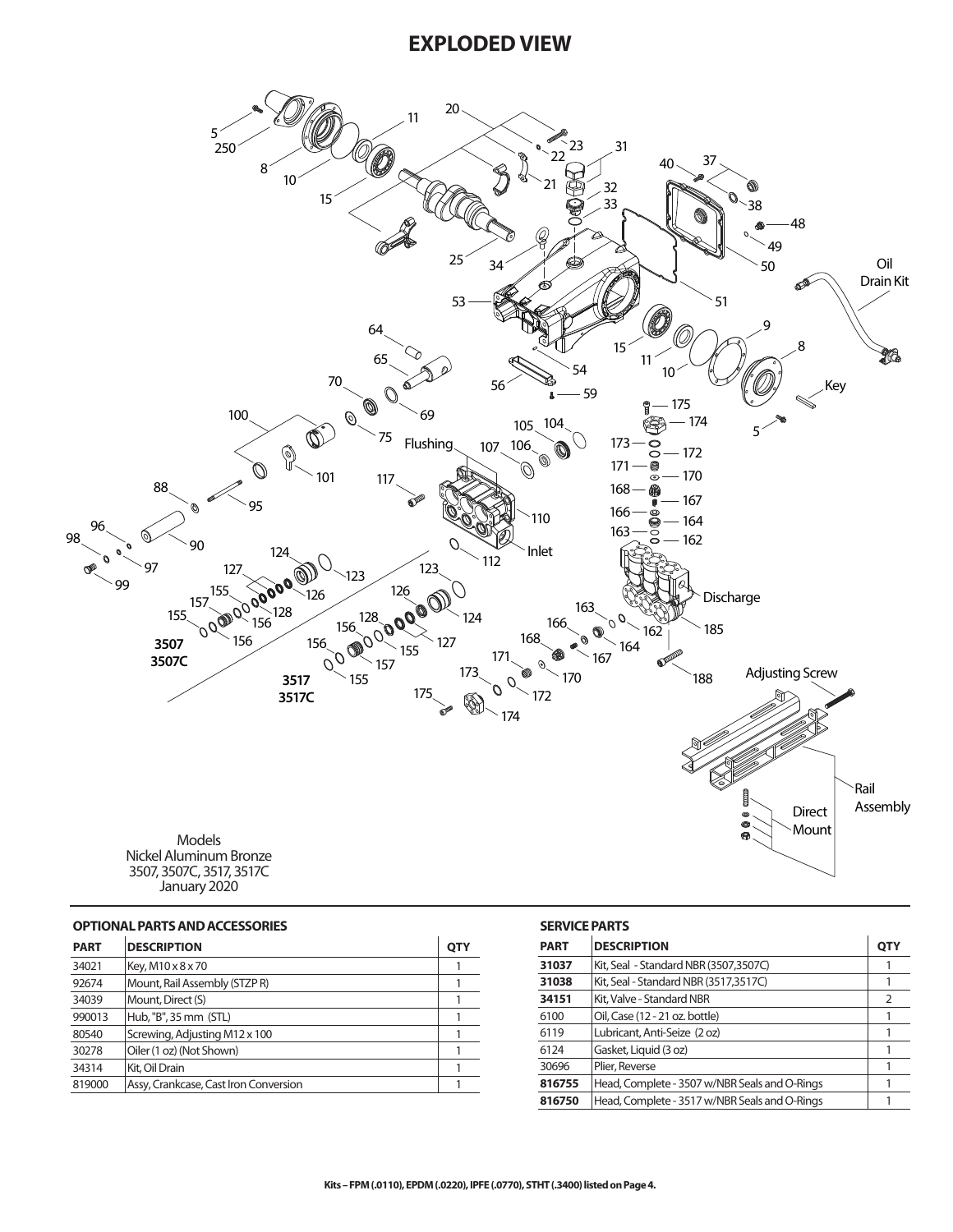# EXPLODED VIEW

Models
Nickel Aluminum Bronze
3507, 3507C, 3517, 3517C
January 2020

### OPTIONAL PARTS AND ACCESSORIES

| PART | DESCRIPTION | QTY |
|---|---|---|
| 34021 | Key, M10 x 8 x 70 | 1 |
| 92674 | Mount, Rail Assembly (STZP R) | 1 |
| 34039 | Mount, Direct (S) | 1 |
| 990013 | Hub, "B", 35 mm (STL) | 1 |
| 80540 | Screwing, Adjusting M12 x 100 | 1 |
| 30278 | Oiler (1 oz) (Not Shown) | 1 |
| 34314 | Kit, Oil Drain | 1 |
| 819000 | Assy, Crankcase, Cast Iron Conversion | 1 |

### SERVICE PARTS

| PART | DESCRIPTION | QTY |
|---|---|---|
| **31037** | Kit, Seal - Standard NBR (3507,3507C) | 1 |
| **31038** | Kit, Seal - Standard NBR (3517,3517C) | 1 |
| **34151** | Kit, Valve - Standard NBR | 2 |
| 6100 | Oil, Case (12 - 21 oz. bottle) | 1 |
| 6119 | Lubricant, Anti-Seize (2 oz) | 1 |
| 6124 | Gasket, Liquid (3 oz) | 1 |
| 30696 | Plier, Reverse | 1 |
| **816755** | Head, Complete - 3507 w/NBR Seals and O-Rings | 1 |
| **816750** | Head, Complete - 3517 w/NBR Seals and O-Rings | 1 |

**Kits – FPM (.0110), EPDM (.0220), IPFE (.0770), STHT (.3400) listed on Page 4.**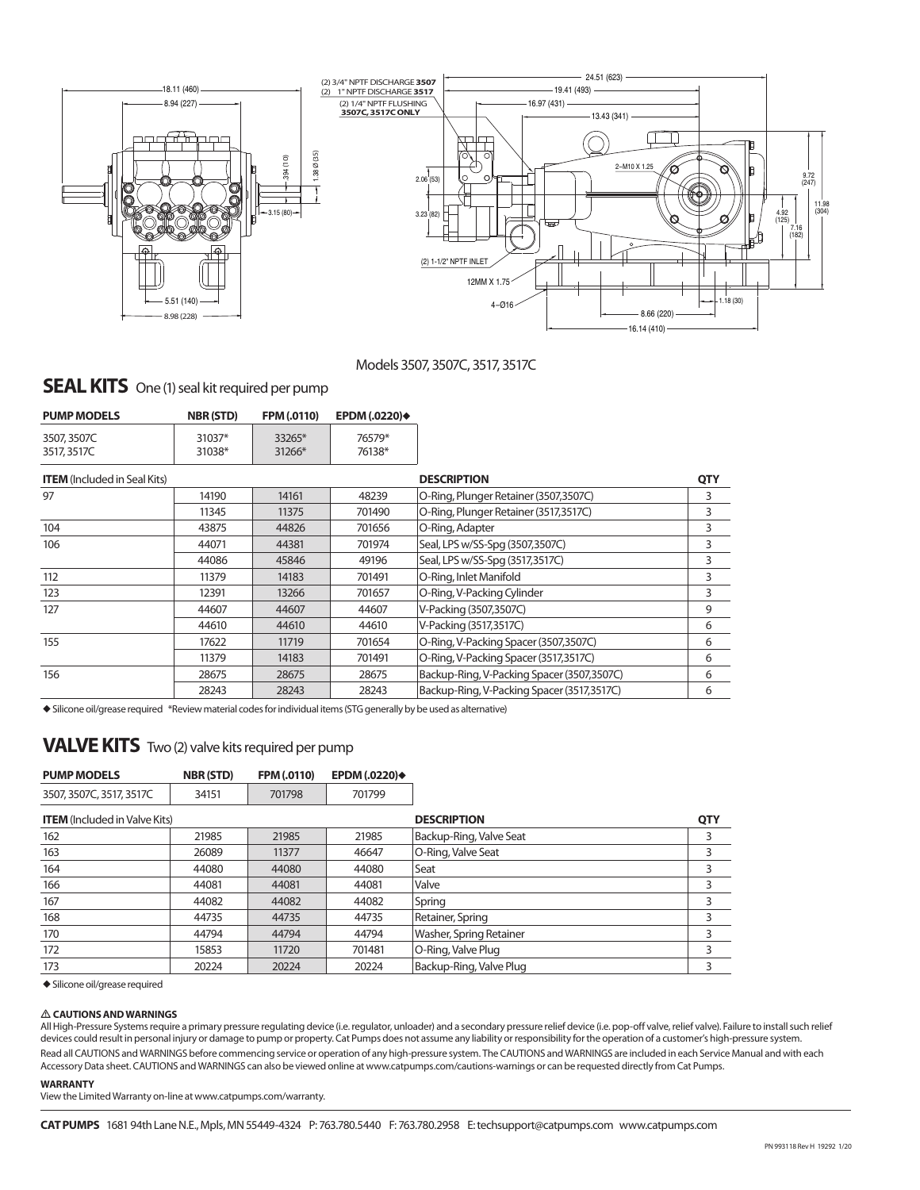18.11 (460)
8.94 (227)
.394 (10)
1.38 Ø (35)
3.15 (80)
5.51 (140)
8.98 (228)

(2) 3/4" NPTF DISCHARGE **3507**
(2) 1" NPTF DISCHARGE **3517**
(2) 1/4" NPTF FLUSHING
**3507C, 3517C ONLY**
24.51 (623)
19.41 (493)
16.97 (431)
13.43 (341)
2–M10 X 1.25
2.06 (53)
3.23 (82)
9.72 (247)
11.98 (304)
4.92 (125)
7.16 (182)
(2) 1-1/2" NPTF INLET
12MM X 1.75
4–Ø16
1.18 (30)
8.66 (220)
16.14 (410)

Models 3507, 3507C, 3517, 3517C

## SEAL KITS One (1) seal kit required per pump

| PUMP MODELS | NBR (STD) | FPM (.0110) | EPDM (.0220)◆ | | |
|---|---|---|---|---|---|
| 3507, 3507C | 31037* | 33265* | 76579* | | |
| 3517, 3517C | 31038* | 31266* | 76138* | | |
| **ITEM** (Included in Seal Kits) | | | | **DESCRIPTION** | **QTY** |
| 97 | 14190 | 14161 | 48239 | O-Ring, Plunger Retainer (3507,3507C) | 3 |
| | 11345 | 11375 | 701490 | O-Ring, Plunger Retainer (3517,3517C) | 3 |
| 104 | 43875 | 44826 | 701656 | O-Ring, Adapter | 3 |
| 106 | 44071 | 44381 | 701974 | Seal, LPS w/SS-Spg (3507,3507C) | 3 |
| | 44086 | 45846 | 49196 | Seal, LPS w/SS-Spg (3517,3517C) | 3 |
| 112 | 11379 | 14183 | 701491 | O-Ring, Inlet Manifold | 3 |
| 123 | 12391 | 13266 | 701657 | O-Ring, V-Packing Cylinder | 3 |
| 127 | 44607 | 44607 | 44607 | V-Packing (3507,3507C) | 9 |
| | 44610 | 44610 | 44610 | V-Packing (3517,3517C) | 6 |
| 155 | 17622 | 11719 | 701654 | O-Ring, V-Packing Spacer (3507,3507C) | 6 |
| | 11379 | 14183 | 701491 | O-Ring, V-Packing Spacer (3517,3517C) | 6 |
| 156 | 28675 | 28675 | 28675 | Backup-Ring, V-Packing Spacer (3507,3507C) | 6 |
| | 28243 | 28243 | 28243 | Backup-Ring, V-Packing Spacer (3517,3517C) | 6 |

◆ Silicone oil/grease required *Review material codes for individual items (STG generally by be used as alternative)

## VALVE KITS Two (2) valve kits required per pump

| PUMP MODELS | NBR (STD) | FPM (.0110) | EPDM (.0220)◆ | | |
|---|---|---|---|---|---|
| 3507, 3507C, 3517, 3517C | 34151 | 701798 | 701799 | | |
| **ITEM** (Included in Valve Kits) | | | | **DESCRIPTION** | **QTY** |
| 162 | 21985 | 21985 | 21985 | Backup-Ring, Valve Seat | 3 |
| 163 | 26089 | 11377 | 46647 | O-Ring, Valve Seat | 3 |
| 164 | 44080 | 44080 | 44080 | Seat | 3 |
| 166 | 44081 | 44081 | 44081 | Valve | 3 |
| 167 | 44082 | 44082 | 44082 | Spring | 3 |
| 168 | 44735 | 44735 | 44735 | Retainer, Spring | 3 |
| 170 | 44794 | 44794 | 44794 | Washer, Spring Retainer | 3 |
| 172 | 15853 | 11720 | 701481 | O-Ring, Valve Plug | 3 |
| 173 | 20224 | 20224 | 20224 | Backup-Ring, Valve Plug | 3 |

◆ Silicone oil/grease required

**⚠ CAUTIONS AND WARNINGS**

All High-Pressure Systems require a primary pressure regulating device (i.e. regulator, unloader) and a secondary pressure relief device (i.e. pop-off valve, relief valve). Failure to install such relief devices could result in personal injury or damage to pump or property. Cat Pumps does not assume any liability or responsibility for the operation of a customer's high-pressure system.

Read all CAUTIONS and WARNINGS before commencing service or operation of any high-pressure system. The CAUTIONS and WARNINGS are included in each Service Manual and with each Accessory Data sheet. CAUTIONS and WARNINGS can also be viewed online at www.catpumps.com/cautions-warnings or can be requested directly from Cat Pumps.

**WARRANTY**

View the Limited Warranty on-line at www.catpumps.com/warranty.

**CAT PUMPS** 1681 94th Lane N.E., Mpls, MN 55449-4324 P: 763.780.5440 F: 763.780.2958 E: techsupport@catpumps.com www.catpumps.com

PN 993118 Rev H 19292 1/20